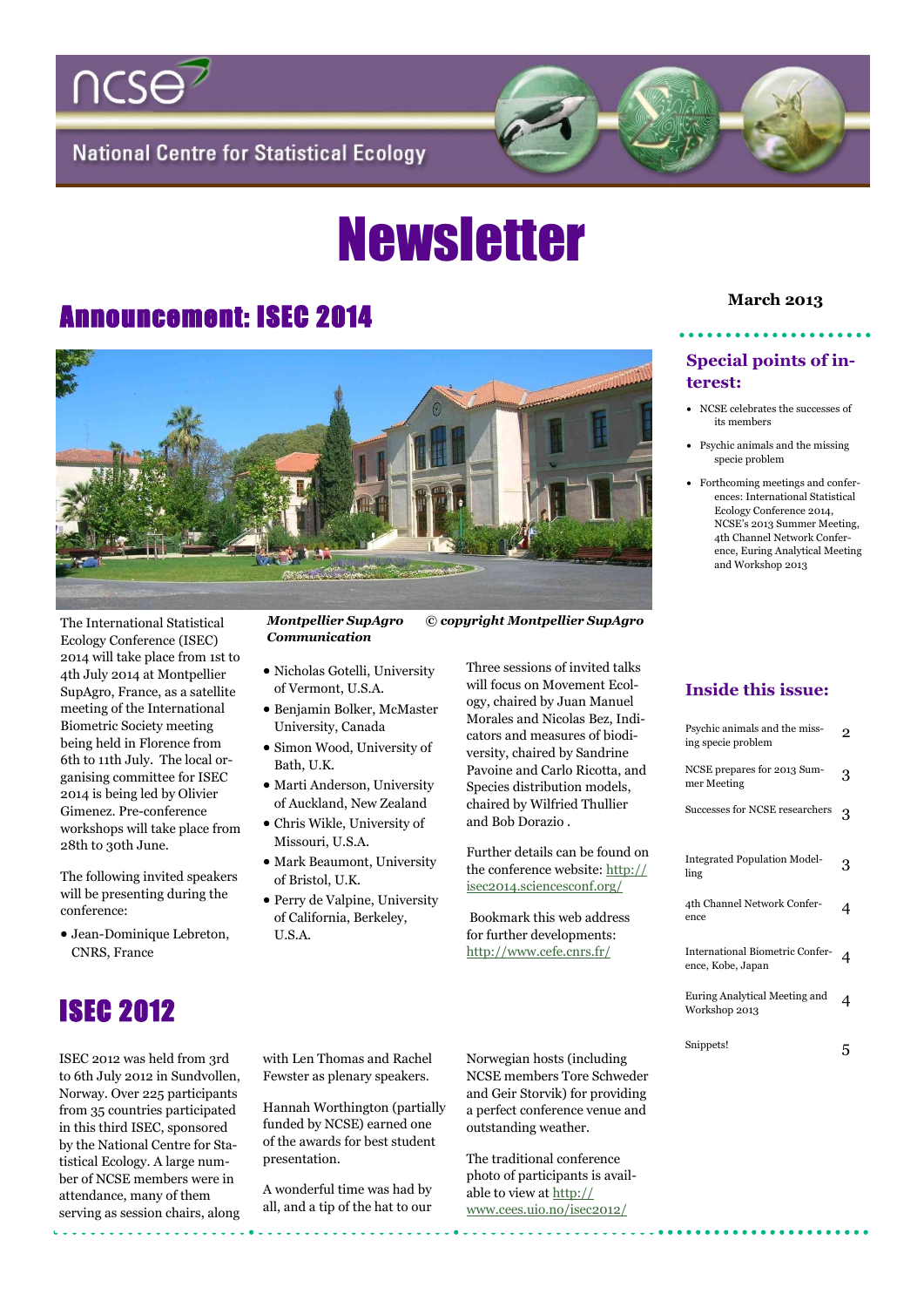ncse

National Centre for Statistical Ecology

# Newsletter

**March 2013**

### Special points of interest:

- NCSE celebrates the successes of its members
- Psychic animals and the missing specie problem
- Forthcoming meetings and conferences: International Statistical Ecology Conference 2014, NCSE's 2013 Summer Meeting, 4th Channel Network Conference, Euring Analytical Meeting and Workshop 2013

### Inside this issue:

| | |
|---|---|
| Psychic animals and the missing specie problem | 2 |
| NCSE prepares for 2013 Summer Meeting | 3 |
| Successes for NCSE researchers | 3 |
| Integrated Population Modelling | 3 |
| 4th Channel Network Conference | 4 |
| International Biometric Conference, Kobe, Japan | 4 |
| Euring Analytical Meeting and Workshop 2013 | 4 |
| Snippets! | 5 |

## Announcement: ISEC 2014

***Montpellier SupAgro Communication*** ***© copyright Montpellier SupAgro***

The International Statistical Ecology Conference (ISEC) 2014 will take place from 1st to 4th July 2014 at Montpellier SupAgro, France, as a satellite meeting of the International Biometric Society meeting being held in Florence from 6th to 11th July. The local organising committee for ISEC 2014 is being led by Olivier Gimenez. Pre-conference workshops will take place from 28th to 30th June.

The following invited speakers will be presenting during the conference:

- Jean-Dominique Lebreton, CNRS, France
- Nicholas Gotelli, University of Vermont, U.S.A.
- Benjamin Bolker, McMaster University, Canada
- Simon Wood, University of Bath, U.K.
- Marti Anderson, University of Auckland, New Zealand
- Chris Wikle, University of Missouri, U.S.A.
- Mark Beaumont, University of Bristol, U.K.
- Perry de Valpine, University of California, Berkeley, U.S.A.

Three sessions of invited talks will focus on Movement Ecology, chaired by Juan Manuel Morales and Nicolas Bez, Indicators and measures of biodiversity, chaired by Sandrine Pavoine and Carlo Ricotta, and Species distribution models, chaired by Wilfried Thuiller and Bob Dorazio .

Further details can be found on the conference website: http://isec2014.sciencesconf.org/

Bookmark this web address for further developments: http://www.cefe.cnrs.fr/

## ISEC 2012

ISEC 2012 was held from 3rd to 6th July 2012 in Sundvollen, Norway. Over 225 participants from 35 countries participated in this third ISEC, sponsored by the National Centre for Statistical Ecology. A large number of NCSE members were in attendance, many of them serving as session chairs, along with Len Thomas and Rachel Fewster as plenary speakers.

Hannah Worthington (partially funded by NCSE) earned one of the awards for best student presentation.

A wonderful time was had by all, and a tip of the hat to our Norwegian hosts (including NCSE members Tore Schweder and Geir Storvik) for providing a perfect conference venue and outstanding weather.

The traditional conference photo of participants is available to view at http://www.cees.uio.no/isec2012/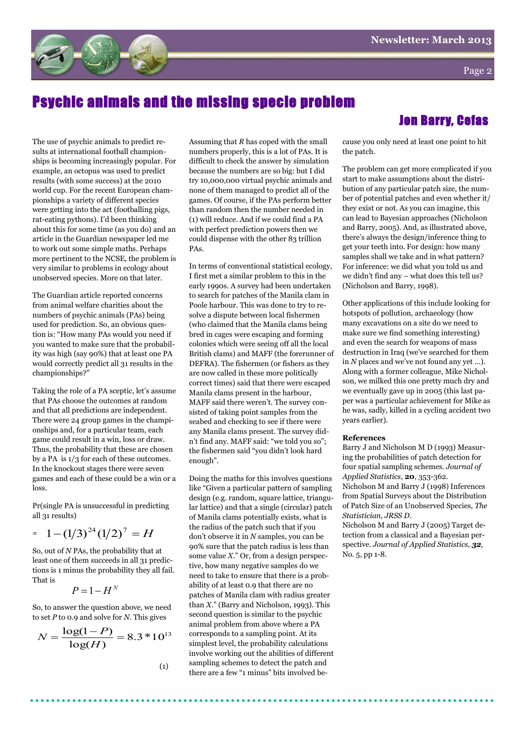# Psychic animals and the missing specie problem

## Jon Barry, Cefas

The use of psychic animals to predict results at international football championships is becoming increasingly popular. For example, an octopus was used to predict results (with some success) at the 2010 world cup. For the recent European championships a variety of different species were getting into the act (footballing pigs, rat-eating pythons). I'd been thinking about this for some time (as you do) and an article in the Guardian newspaper led me to work out some simple maths. Perhaps more pertinent to the NCSE, the problem is very similar to problems in ecology about unobserved species. More on that later.

The Guardian article reported concerns from animal welfare charities about the numbers of psychic animals (PAs) being used for prediction. So, an obvious question is: "How many PAs would you need if you wanted to make sure that the probability was high (say 90%) that at least one PA would correctly predict all 31 results in the championships?"

Taking the role of a PA sceptic, let's assume that PAs choose the outcomes at random and that all predictions are independent. There were 24 group games in the championships and, for a particular team, each game could result in a win, loss or draw. Thus, the probability that these are chosen by a PA is 1/3 for each of these outcomes. In the knockout stages there were seven games and each of these could be a win or a loss.

Pr(single PA is unsuccessful in predicting all 31 results)

$$= 1-(1/3)^{24}(1/2)^{7} = H$$

So, out of $N$ PAs, the probability that at least one of them succeeds in all 31 predictions is 1 minus the probability they all fail. That is

$$P = 1 - H^{N}$$

So, to answer the question above, we need to set $P$ to 0.9 and solve for $N$. This gives

$$N = \frac{\log(1-P)}{\log(H)} = 8.3 * 10^{13} \tag{1}$$

Assuming that $R$ has coped with the small numbers properly, this is a lot of PAs. It is difficult to check the answer by simulation because the numbers are so big: but I did try 10,000,000 virtual psychic animals and none of them managed to predict all of the games. Of course, if the PAs perform better than random then the number needed in (1) will reduce. And if we could find a PA with perfect prediction powers then we could dispense with the other 83 trillion PAs.

In terms of conventional statistical ecology, I first met a similar problem to this in the early 1990s. A survey had been undertaken to search for patches of the Manila clam in Poole harbour. This was done to try to resolve a dispute between local fishermen (who claimed that the Manila clams being bred in cages were escaping and forming colonies which were seeing off all the local British clams) and MAFF (the forerunner of DEFRA). The fishermen (or fishers as they are now called in these more politically correct times) said that there were escaped Manila clams present in the harbour, MAFF said there weren't. The survey consisted of taking point samples from the seabed and checking to see if there were any Manila clams present. The survey didn't find any. MAFF said: "we told you so"; the fishermen said "you didn't look hard enough".

Doing the maths for this involves questions like "Given a particular pattern of sampling design (e.g. random, square lattice, triangular lattice) and that a single (circular) patch of Manila clams potentially exists, what is the radius of the patch such that if you don't observe it in $N$ samples, you can be 90% sure that the patch radius is less than some value $X$." Or, from a design perspective, how many negative samples do we need to take to ensure that there is a probability of at least 0.9 that there are no patches of Manila clam with radius greater than $X$." (Barry and Nicholson, 1993). This second question is similar to the psychic animal problem from above where a PA corresponds to a sampling point. At its simplest level, the probability calculations involve working out the abilities of different sampling schemes to detect the patch and there are a few "1 minus" bits involved because you only need at least one point to hit the patch.

The problem can get more complicated if you start to make assumptions about the distribution of any particular patch size, the number of potential patches and even whether it/they exist or not. As you can imagine, this can lead to Bayesian approaches (Nicholson and Barry, 2005). And, as illustrated above, there's always the design/inference thing to get your teeth into. For design: how many samples shall we take and in what pattern? For inference: we did what you told us and we didn't find any – what does this tell us? (Nicholson and Barry, 1998).

Other applications of this include looking for hotspots of pollution, archaeology (how many excavations on a site do we need to make sure we find something interesting) and even the search for weapons of mass destruction in Iraq (we've searched for them in $N$ places and we've not found any yet …). Along with a former colleague, Mike Nicholson, we milked this one pretty much dry and we eventually gave up in 2005 (this last paper was a particular achievement for Mike as he was, sadly, killed in a cycling accident two years earlier).

**References**

Barry J and Nicholson M D (1993) Measuring the probabilities of patch detection for four spatial sampling schemes. *Journal of Applied Statistics*, **20**, 353-362.

Nicholson M and Barry J (1998) Inferences from Spatial Surveys about the Distribution of Patch Size of an Unobserved Species, *The Statistician, JRSS D*.

Nicholson M and Barry J (2005) Target detection from a classical and a Bayesian perspective. *Journal of Applied Statistics*, ***32***, No. 5, pp 1-8.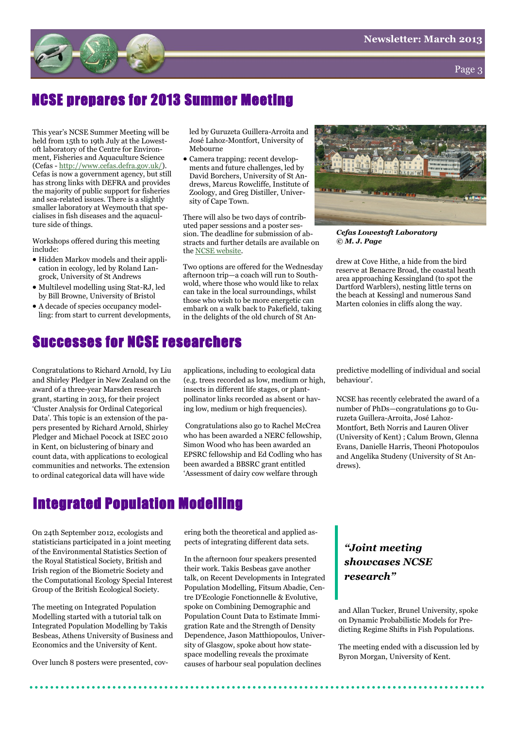## NCSE prepares for 2013 Summer Meeting

This year's NCSE Summer Meeting will be held from 15th to 19th July at the Lowestoft laboratory of the Centre for Environment, Fisheries and Aquaculture Science (Cefas - http://www.cefas.defra.gov.uk/). Cefas is now a government agency, but still has strong links with DEFRA and provides the majority of public support for fisheries and sea-related issues. There is a slightly smaller laboratory at Weymouth that specialises in fish diseases and the aquaculture side of things.

Workshops offered during this meeting include:

- Hidden Markov models and their application in ecology, led by Roland Langrock, University of St Andrews
- Multilevel modelling using Stat-RJ, led by Bill Browne, University of Bristol
- A decade of species occupancy modelling: from start to current developments, led by Guruzeta Guillera-Arroita and José Lahoz-Montfort, University of Mebourne
- Camera trapping: recent developments and future challenges, led by David Borchers, University of St Andrews, Marcus Rowcliffe, Institute of Zoology, and Greg Distiller, University of Cape Town.

There will also be two days of contributed paper sessions and a poster session. The deadline for submission of abstracts and further details are available on the NCSE website.

Two options are offered for the Wednesday afternoon trip—a coach will run to Southwold, where those who would like to relax can take in the local surroundings, whilst those who wish to be more energetic can embark on a walk back to Pakefield, taking in the delights of the old church of St Andrew at Cove Hithe, a hide from the bird reserve at Benacre Broad, the coastal heath area approaching Kessingland (to spot the Dartford Warblers), nesting little terns on the beach at Kessingl and numerous Sand Marten colonies in cliffs along the way.

***Cefas Lowestoft Laboratory © M. J. Page***

## Successes for NCSE researchers

Congratulations to Richard Arnold, Ivy Liu and Shirley Pledger in New Zealand on the award of a three-year Marsden research grant, starting in 2013, for their project 'Cluster Analysis for Ordinal Categorical Data'. This topic is an extension of the papers presented by Richard Arnold, Shirley Pledger and Michael Pocock at ISEC 2010 in Kent, on biclustering of binary and count data, with applications to ecological communities and networks. The extension to ordinal categorical data will have wide applications, including to ecological data (e.g. trees recorded as low, medium or high, insects in different life stages, or plant-pollinator links recorded as absent or having low, medium or high frequencies).

Congratulations also go to Rachel McCrea who has been awarded a NERC fellowship, Simon Wood who has been awarded an EPSRC fellowship and Ed Codling who has been awarded a BBSRC grant entitled 'Assessment of dairy cow welfare through predictive modelling of individual and social behaviour'.

NCSE has recently celebrated the award of a number of PhDs—congratulations go to Guruzeta Guillera-Arroita, José Lahoz-Montfort, Beth Norris and Lauren Oliver (University of Kent) ; Calum Brown, Glenna Evans, Danielle Harris, Theoni Photopoulos and Angelika Studeny (University of St Andrews).

## Integrated Population Modelling

On 24th September 2012, ecologists and statisticians participated in a joint meeting of the Environmental Statistics Section of the Royal Statistical Society, British and Irish region of the Biometric Society and the Computational Ecology Special Interest Group of the British Ecological Society.

The meeting on Integrated Population Modelling started with a tutorial talk on Integrated Population Modelling by Takis Besbeas, Athens University of Business and Economics and the University of Kent.

Over lunch 8 posters were presented, covering both the theoretical and applied aspects of integrating different data sets.

In the afternoon four speakers presented their work. Takis Besbeas gave another talk, on Recent Developments in Integrated Population Modelling, Fitsum Abadie, Centre D'Ecologie Fonctionnelle & Evolutive, spoke on Combining Demographic and Population Count Data to Estimate Immigration Rate and the Strength of Density Dependence, Jason Matthiopoulos, University of Glasgow, spoke about how state-space modelling reveals the proximate causes of harbour seal population declines and Allan Tucker, Brunel University, spoke on Dynamic Probabilistic Models for Predicting Regime Shifts in Fish Populations.

> ***"Joint meeting showcases NCSE research"***

The meeting ended with a discussion led by Byron Morgan, University of Kent.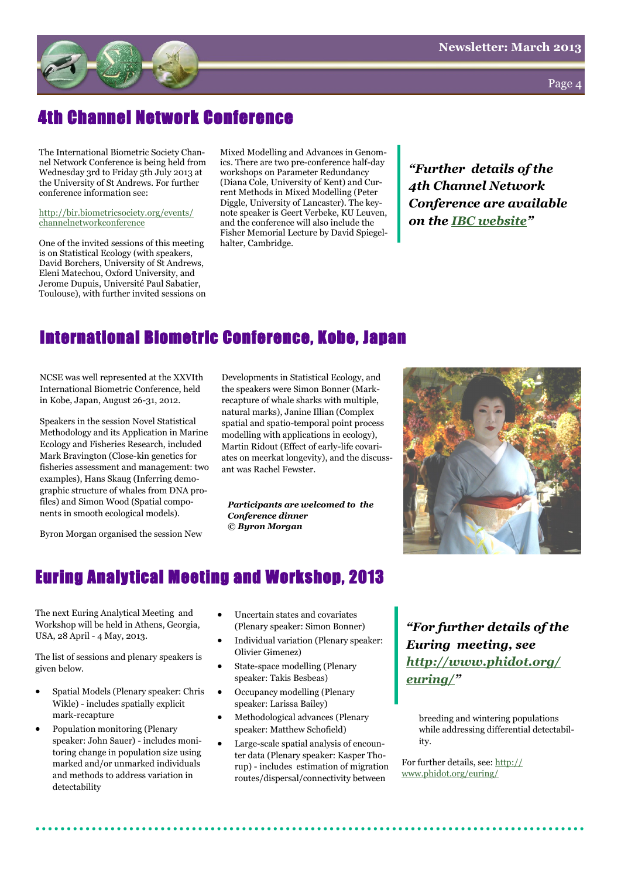## 4th Channel Network Conference

The International Biometric Society Channel Network Conference is being held from Wednesday 3rd to Friday 5th July 2013 at the University of St Andrews. For further conference information see:

http://bir.biometricsociety.org/events/channelnetworkconference

One of the invited sessions of this meeting is on Statistical Ecology (with speakers, David Borchers, University of St Andrews, Eleni Matechou, Oxford University, and Jerome Dupuis, Université Paul Sabatier, Toulouse), with further invited sessions on Mixed Modelling and Advances in Genomics. There are two pre-conference half-day workshops on Parameter Redundancy (Diana Cole, University of Kent) and Current Methods in Mixed Modelling (Peter Diggle, University of Lancaster). The keynote speaker is Geert Verbeke, KU Leuven, and the conference will also include the Fisher Memorial Lecture by David Spiegelhalter, Cambridge.

***"Further details of the 4th Channel Network Conference are available on the IBC website"***

## International Biometric Conference, Kobe, Japan

NCSE was well represented at the XXVIth International Biometric Conference, held in Kobe, Japan, August 26-31, 2012.

Speakers in the session Novel Statistical Methodology and its Application in Marine Ecology and Fisheries Research, included Mark Bravington (Close-kin genetics for fisheries assessment and management: two examples), Hans Skaug (Inferring demographic structure of whales from DNA profiles) and Simon Wood (Spatial components in smooth ecological models).

Byron Morgan organised the session New Developments in Statistical Ecology, and the speakers were Simon Bonner (Mark-recapture of whale sharks with multiple, natural marks), Janine Illian (Complex spatial and spatio-temporal point process modelling with applications in ecology), Martin Ridout (Effect of early-life covariates on meerkat longevity), and the discussant was Rachel Fewster.

***Participants are welcomed to the Conference dinner***
***© Byron Morgan***

## Euring Analytical Meeting and Workshop, 2013

The next Euring Analytical Meeting and Workshop will be held in Athens, Georgia, USA, 28 April - 4 May, 2013.

The list of sessions and plenary speakers is given below.

- Spatial Models (Plenary speaker: Chris Wikle) - includes spatially explicit mark-recapture
- Population monitoring (Plenary speaker: John Sauer) - includes monitoring change in population size using marked and/or unmarked individuals and methods to address variation in detectability
- Uncertain states and covariates (Plenary speaker: Simon Bonner)
- Individual variation (Plenary speaker: Olivier Gimenez)
- State-space modelling (Plenary speaker: Takis Besbeas)
- Occupancy modelling (Plenary speaker: Larissa Bailey)
- Methodological advances (Plenary speaker: Matthew Schofield)
- Large-scale spatial analysis of encounter data (Plenary speaker: Kasper Thorup) - includes estimation of migration routes/dispersal/connectivity between breeding and wintering populations while addressing differential detectability.

For further details, see: http://www.phidot.org/euring/

***"For further details of the Euring meeting, see http://www.phidot.org/euring/"***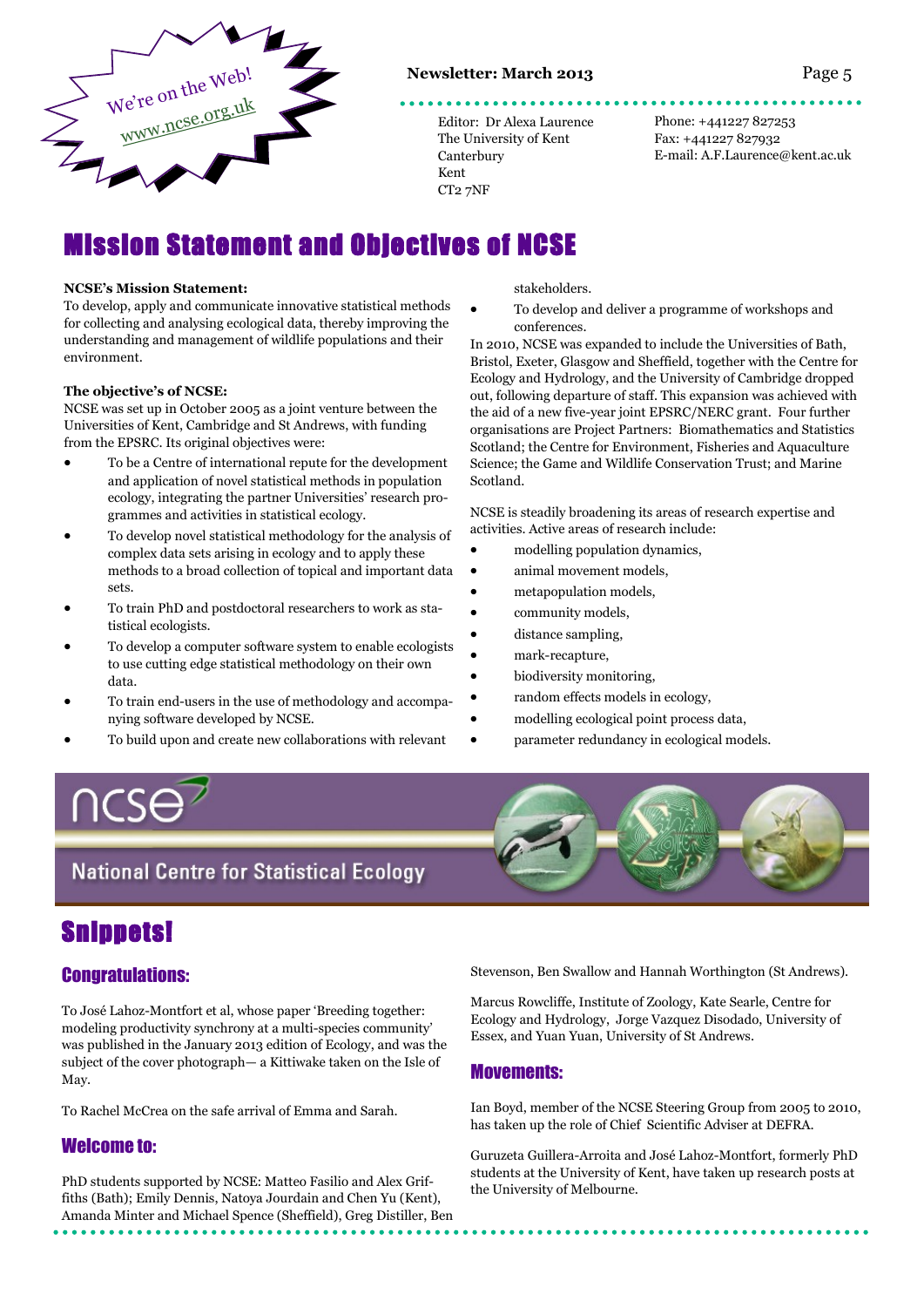We're on the Web!
www.ncse.org.uk

Newsletter: March 2013

Editor: Dr Alexa Laurence
The University of Kent
Canterbury
Kent
CT2 7NF

Phone: +441227 827253
Fax: +441227 827932
E-mail: A.F.Laurence@kent.ac.uk

# Mission Statement and Objectives of NCSE

**NCSE's Mission Statement:**
To develop, apply and communicate innovative statistical methods for collecting and analysing ecological data, thereby improving the understanding and management of wildlife populations and their environment.

**The objective's of NCSE:**
NCSE was set up in October 2005 as a joint venture between the Universities of Kent, Cambridge and St Andrews, with funding from the EPSRC. Its original objectives were:

- To be a Centre of international repute for the development and application of novel statistical methods in population ecology, integrating the partner Universities' research programmes and activities in statistical ecology.
- To develop novel statistical methodology for the analysis of complex data sets arising in ecology and to apply these methods to a broad collection of topical and important data sets.
- To train PhD and postdoctoral researchers to work as statistical ecologists.
- To develop a computer software system to enable ecologists to use cutting edge statistical methodology on their own data.
- To train end-users in the use of methodology and accompanying software developed by NCSE.
- To build upon and create new collaborations with relevant stakeholders.
- To develop and deliver a programme of workshops and conferences.

In 2010, NCSE was expanded to include the Universities of Bath, Bristol, Exeter, Glasgow and Sheffield, together with the Centre for Ecology and Hydrology, and the University of Cambridge dropped out, following departure of staff. This expansion was achieved with the aid of a new five-year joint EPSRC/NERC grant. Four further organisations are Project Partners: Biomathematics and Statistics Scotland; the Centre for Environment, Fisheries and Aquaculture Science; the Game and Wildlife Conservation Trust; and Marine Scotland.

NCSE is steadily broadening its areas of research expertise and activities. Active areas of research include:

- modelling population dynamics,
- animal movement models,
- metapopulation models,
- community models,
- distance sampling,
- mark-recapture,
- biodiversity monitoring,
- random effects models in ecology,
- modelling ecological point process data,
- parameter redundancy in ecological models.

ncse
National Centre for Statistical Ecology

# Snippets!

## Congratulations:

To José Lahoz-Montfort et al, whose paper 'Breeding together: modeling productivity synchrony at a multi-species community' was published in the January 2013 edition of Ecology, and was the subject of the cover photograph— a Kittiwake taken on the Isle of May.

To Rachel McCrea on the safe arrival of Emma and Sarah.

## Welcome to:

PhD students supported by NCSE: Matteo Fasilio and Alex Griffiths (Bath); Emily Dennis, Natoya Jourdain and Chen Yu (Kent), Amanda Minter and Michael Spence (Sheffield), Greg Distiller, Ben Stevenson, Ben Swallow and Hannah Worthington (St Andrews).

Marcus Rowcliffe, Institute of Zoology, Kate Searle, Centre for Ecology and Hydrology, Jorge Vazquez Disodado, University of Essex, and Yuan Yuan, University of St Andrews.

## Movements:

Ian Boyd, member of the NCSE Steering Group from 2005 to 2010, has taken up the role of Chief Scientific Adviser at DEFRA.

Guruzeta Guillera-Arroita and José Lahoz-Montfort, formerly PhD students at the University of Kent, have taken up research posts at the University of Melbourne.